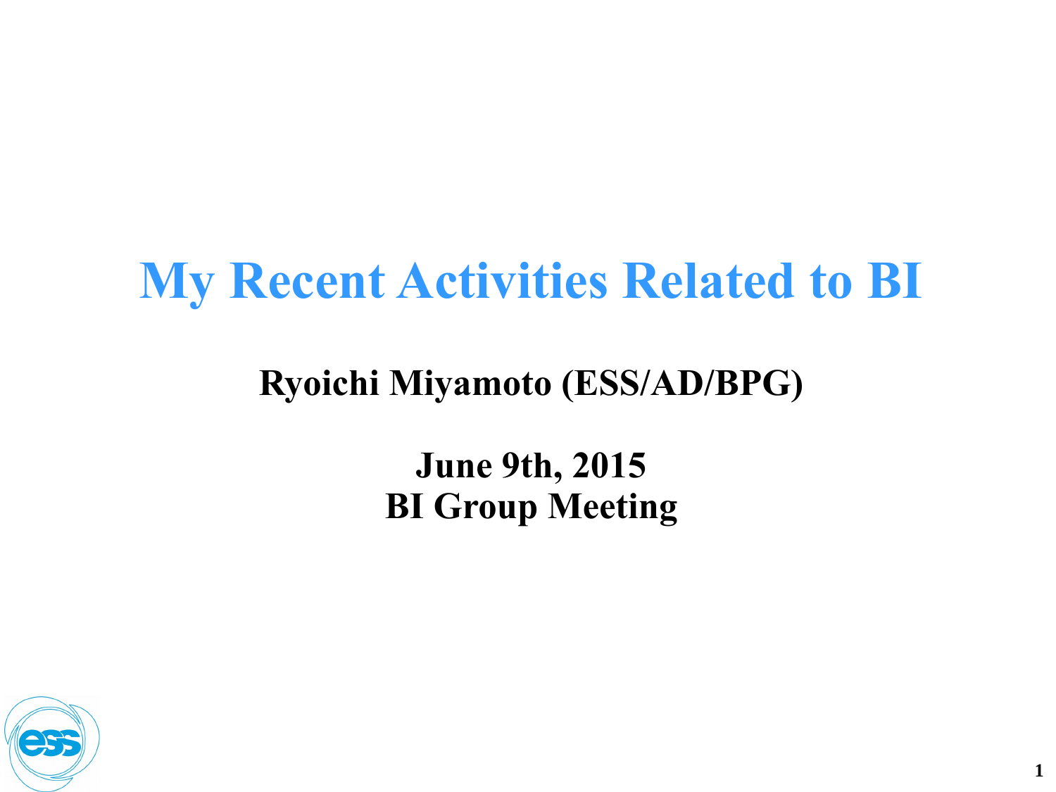# My Recent Activities Related to BI

**Ryoichi Miyamoto (ESS/AD/BPG)**

**June 9th, 2015**
**BI Group Meeting**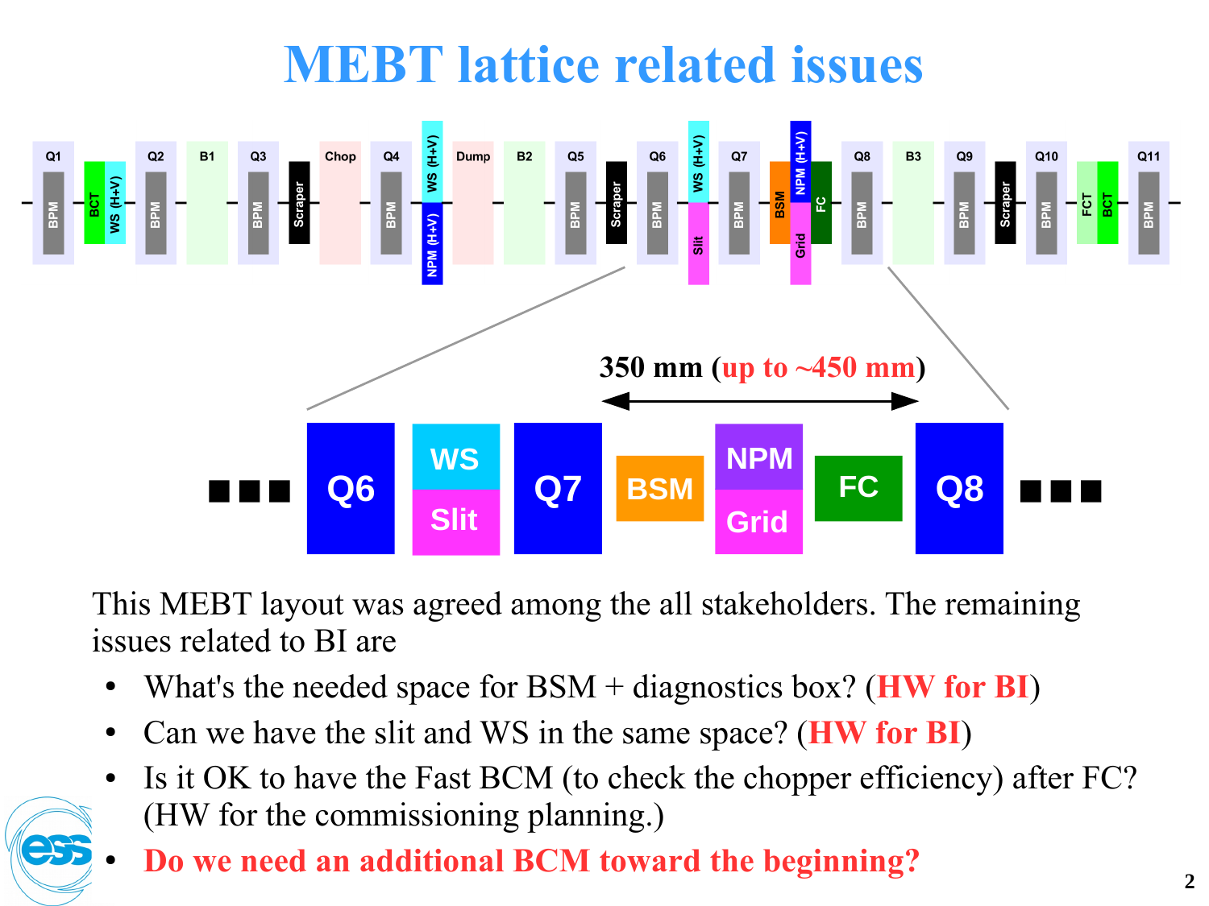# MEBT lattice related issues

350 mm (up to ~450 mm)

This MEBT layout was agreed among the all stakeholders. The remaining issues related to BI are

- What's the needed space for BSM + diagnostics box? (**HW for BI**)
- Can we have the slit and WS in the same space? (**HW for BI**)
- Is it OK to have the Fast BCM (to check the chopper efficiency) after FC? (HW for the commissioning planning.)
- **Do we need an additional BCM toward the beginning?**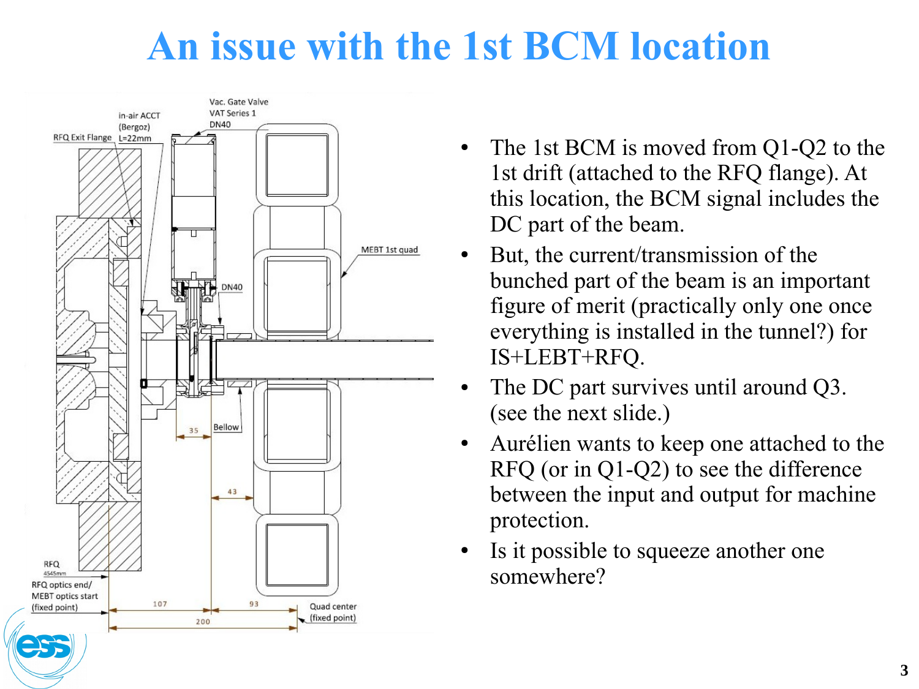# An issue with the 1st BCM location

- The 1st BCM is moved from Q1-Q2 to the 1st drift (attached to the RFQ flange). At this location, the BCM signal includes the DC part of the beam.
- But, the current/transmission of the bunched part of the beam is an important figure of merit (practically only one once everything is installed in the tunnel?) for IS+LEBT+RFQ.
- The DC part survives until around Q3. (see the next slide.)
- Aurélien wants to keep one attached to the RFQ (or in Q1-Q2) to see the difference between the input and output for machine protection.
- Is it possible to squeeze another one somewhere?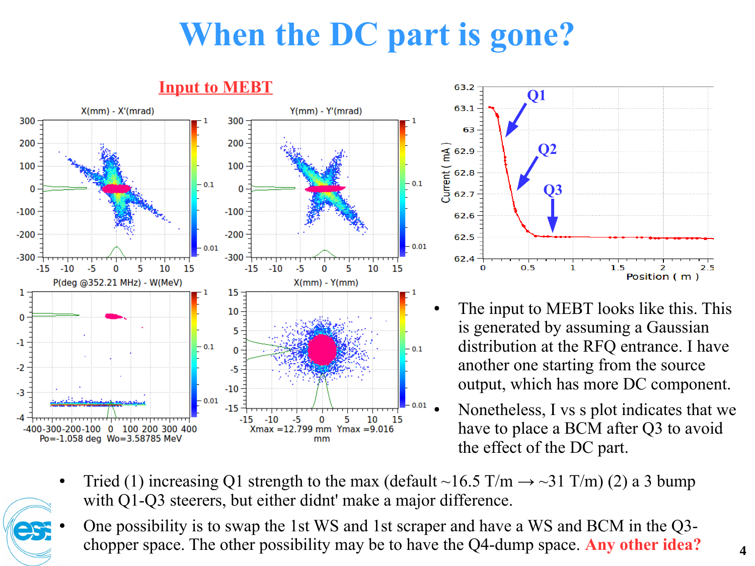# When the DC part is gone?

**Input to MEBT**

- The input to MEBT looks like this. This is generated by assuming a Gaussian distribution at the RFQ entrance. I have another one starting from the source output, which has more DC component.
- Nonetheless, I vs s plot indicates that we have to place a BCM after Q3 to avoid the effect of the DC part.

- Tried (1) increasing Q1 strength to the max (default ~16.5 T/m → ~31 T/m) (2) a 3 bump with Q1-Q3 steerers, but either didnt' make a major difference.
- One possibility is to swap the 1st WS and 1st scraper and have a WS and BCM in the Q3-chopper space. The other possibility may be to have the Q4-dump space. **Any other idea?**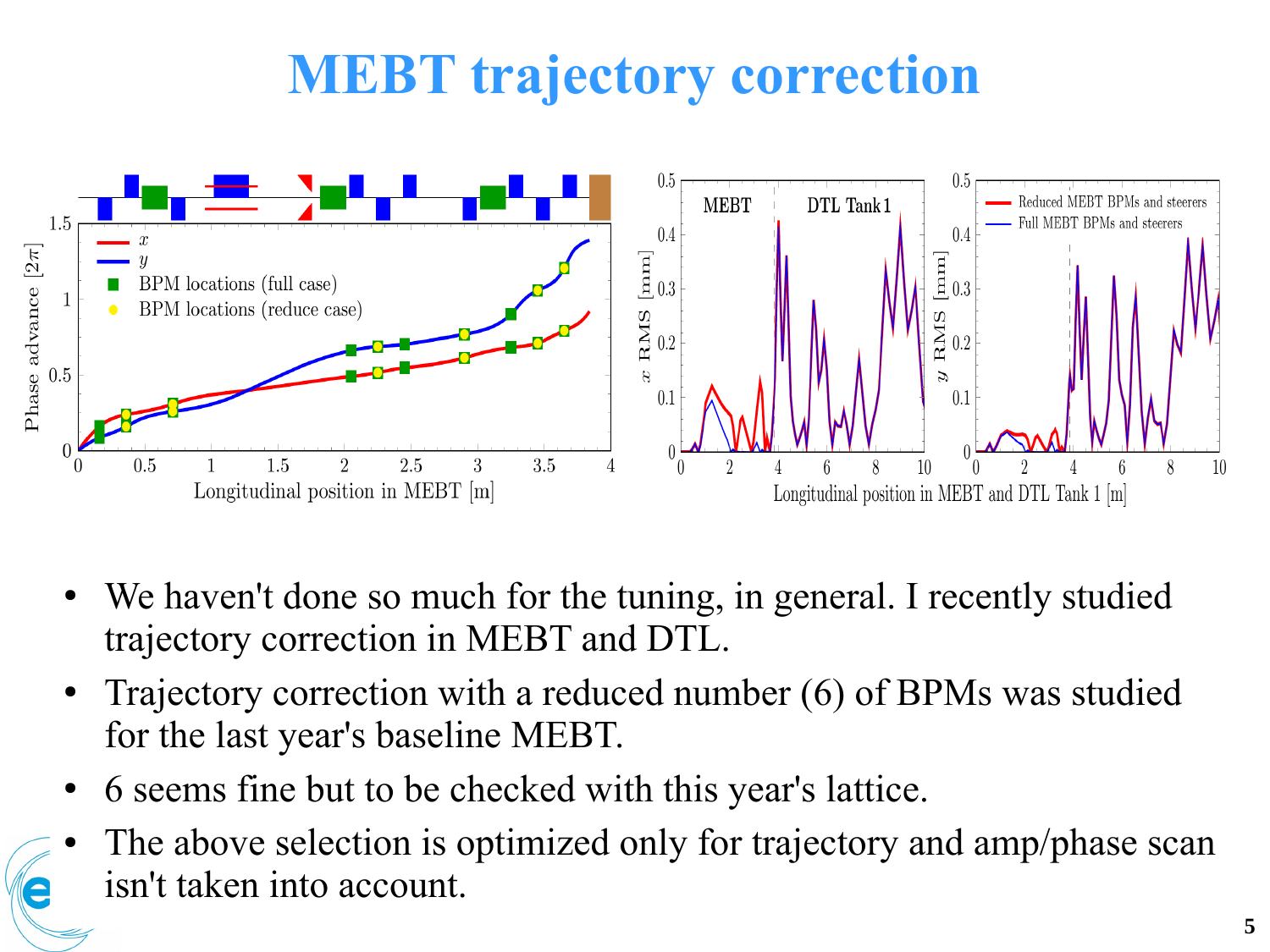# MEBT trajectory correction

- We haven't done so much for the tuning, in general. I recently studied trajectory correction in MEBT and DTL.
- Trajectory correction with a reduced number (6) of BPMs was studied for the last year's baseline MEBT.
- 6 seems fine but to be checked with this year's lattice.
- The above selection is optimized only for trajectory and amp/phase scan isn't taken into account.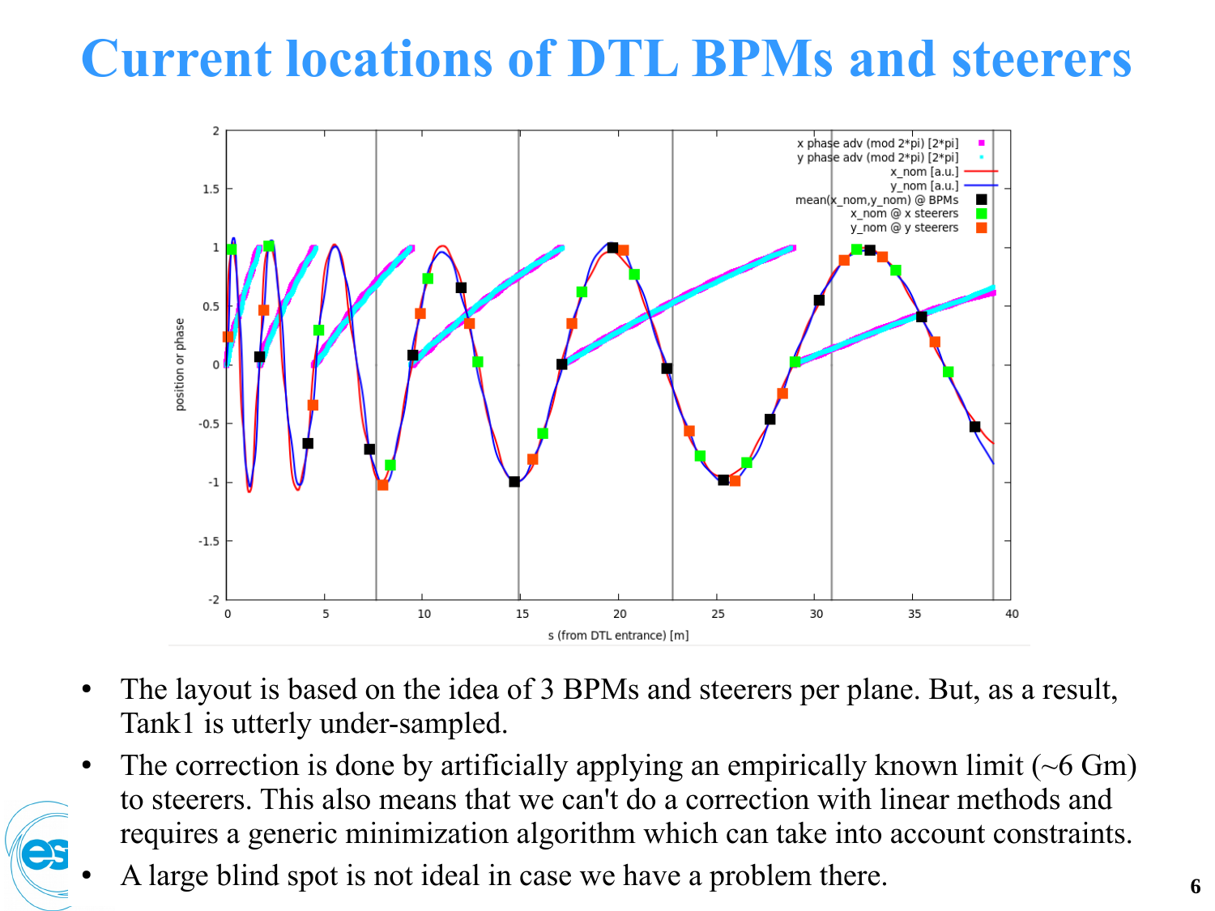# Current locations of DTL BPMs and steerers

- The layout is based on the idea of 3 BPMs and steerers per plane. But, as a result, Tank1 is utterly under-sampled.
- The correction is done by artificially applying an empirically known limit (~6 Gm) to steerers. This also means that we can't do a correction with linear methods and requires a generic minimization algorithm which can take into account constraints.
- A large blind spot is not ideal in case we have a problem there.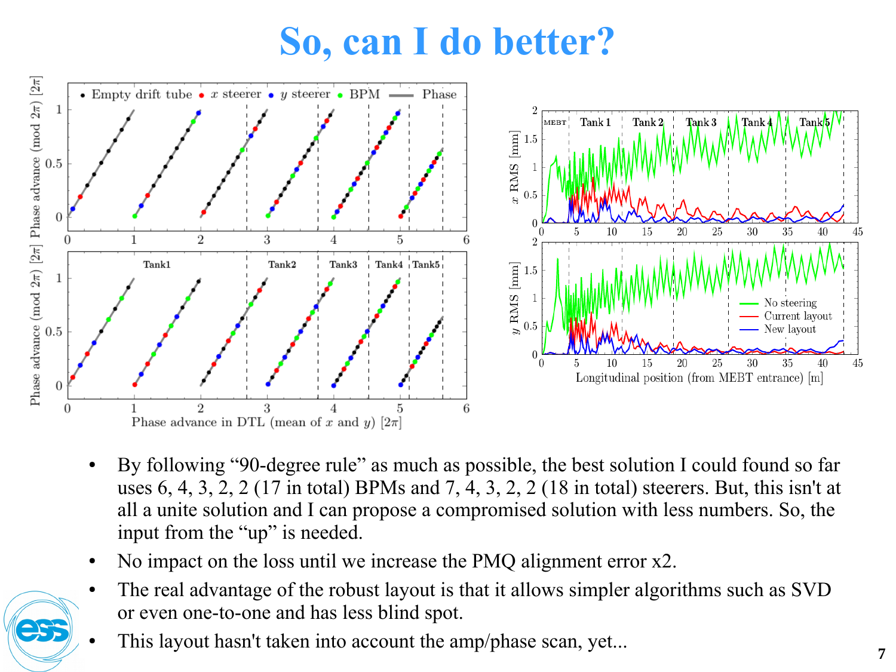# So, can I do better?

- By following "90-degree rule" as much as possible, the best solution I could found so far uses 6, 4, 3, 2, 2 (17 in total) BPMs and 7, 4, 3, 2, 2 (18 in total) steerers. But, this isn't at all a unite solution and I can propose a compromised solution with less numbers. So, the input from the "up" is needed.
- No impact on the loss until we increase the PMQ alignment error x2.
- The real advantage of the robust layout is that it allows simpler algorithms such as SVD or even one-to-one and has less blind spot.
- This layout hasn't taken into account the amp/phase scan, yet...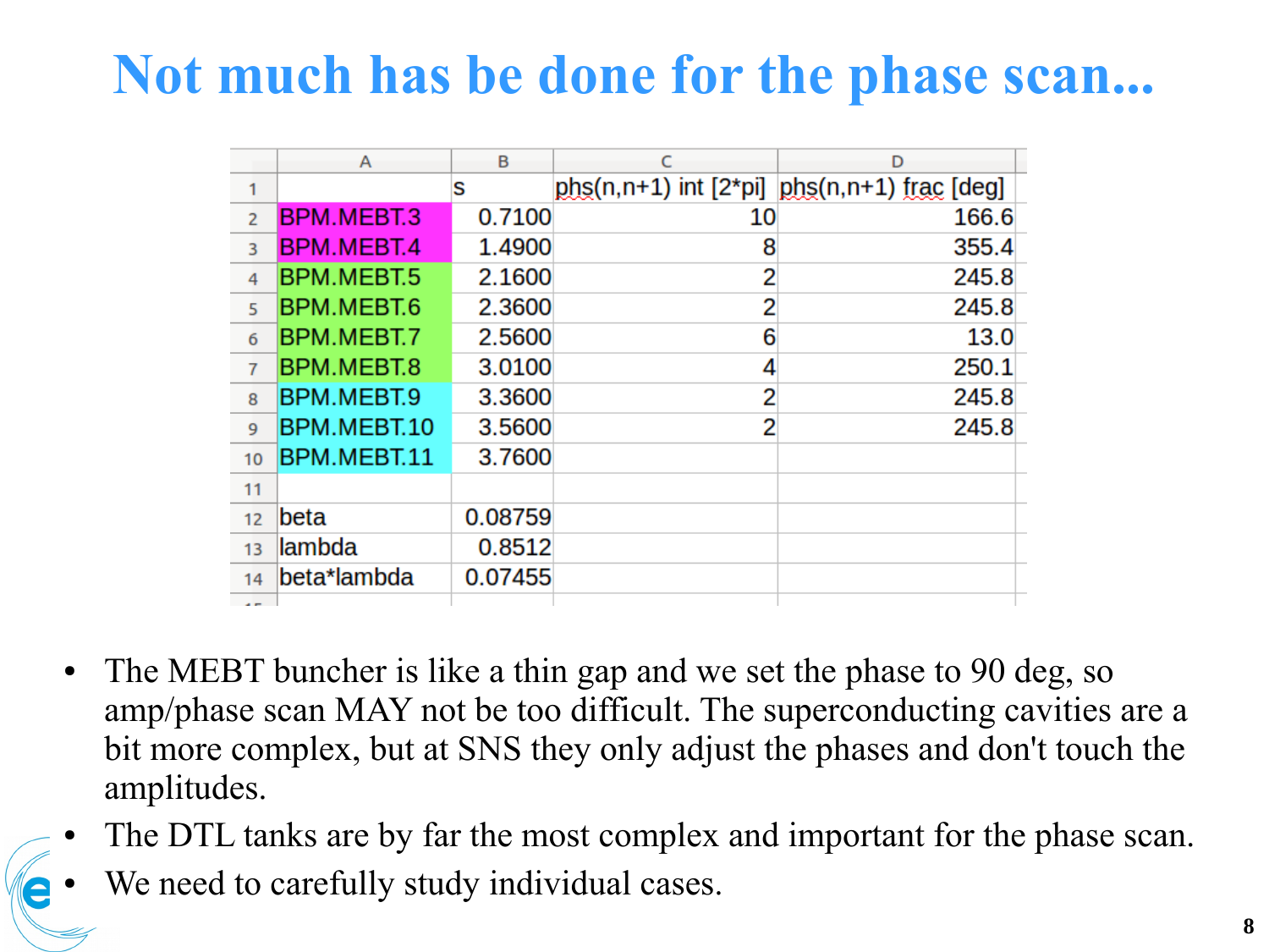# Not much has be done for the phase scan...

| | s | phs(n,n+1) int [2*pi] | phs(n,n+1) frac [deg] |
|---|---|---|---|
| BPM.MEBT.3 | 0.7100 | 10 | 166.6 |
| BPM.MEBT.4 | 1.4900 | 8 | 355.4 |
| BPM.MEBT.5 | 2.1600 | 2 | 245.8 |
| BPM.MEBT.6 | 2.3600 | 2 | 245.8 |
| BPM.MEBT.7 | 2.5600 | 6 | 13.0 |
| BPM.MEBT.8 | 3.0100 | 4 | 250.1 |
| BPM.MEBT.9 | 3.3600 | 2 | 245.8 |
| BPM.MEBT.10 | 3.5600 | 2 | 245.8 |
| BPM.MEBT.11 | 3.7600 | | |
| | | | |
| beta | 0.08759 | | |
| lambda | 0.8512 | | |
| beta*lambda | 0.07455 | | |

- The MEBT buncher is like a thin gap and we set the phase to 90 deg, so amp/phase scan MAY not be too difficult. The superconducting cavities are a bit more complex, but at SNS they only adjust the phases and don't touch the amplitudes.
- The DTL tanks are by far the most complex and important for the phase scan.
- We need to carefully study individual cases.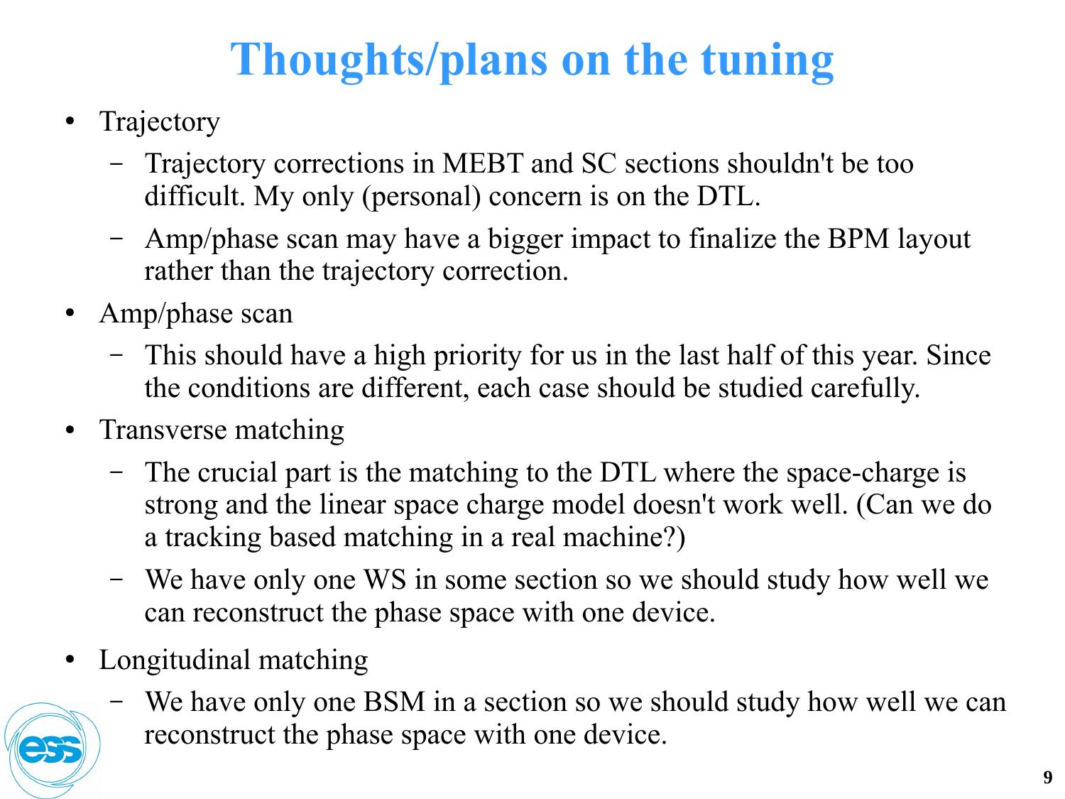# Thoughts/plans on the tuning

- Trajectory
  - Trajectory corrections in MEBT and SC sections shouldn't be too difficult. My only (personal) concern is on the DTL.
  - Amp/phase scan may have a bigger impact to finalize the BPM layout rather than the trajectory correction.
- Amp/phase scan
  - This should have a high priority for us in the last half of this year. Since the conditions are different, each case should be studied carefully.
- Transverse matching
  - The crucial part is the matching to the DTL where the space-charge is strong and the linear space charge model doesn't work well. (Can we do a tracking based matching in a real machine?)
  - We have only one WS in some section so we should study how well we can reconstruct the phase space with one device.
- Longitudinal matching
  - We have only one BSM in a section so we should study how well we can reconstruct the phase space with one device.